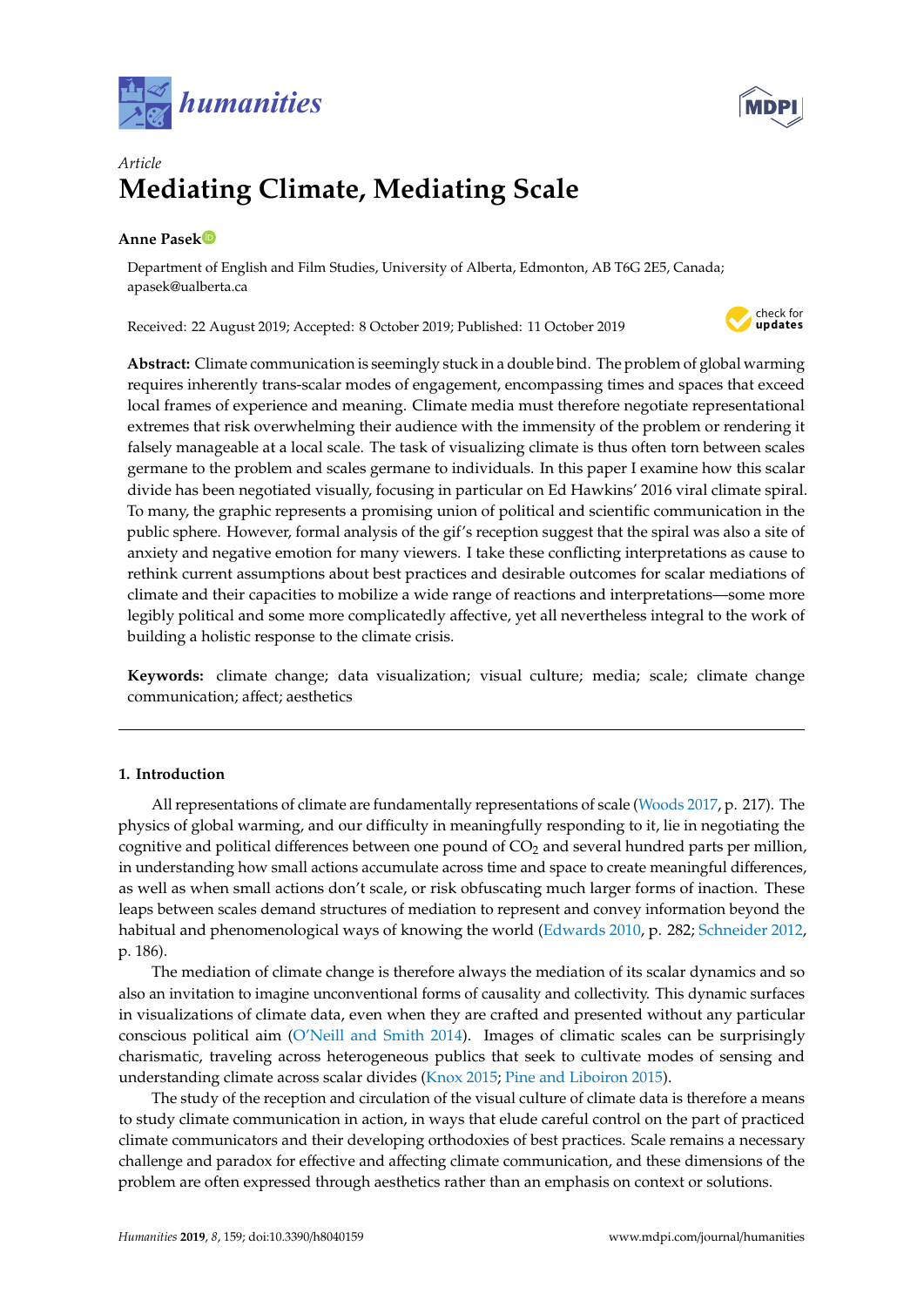*Article*

# Mediating Climate, Mediating Scale

**Anne Pasek**

Department of English and Film Studies, University of Alberta, Edmonton, AB T6G 2E5, Canada; apasek@ualberta.ca

Received: 22 August 2019; Accepted: 8 October 2019; Published: 11 October 2019

**Abstract:** Climate communication is seemingly stuck in a double bind. The problem of global warming requires inherently trans-scalar modes of engagement, encompassing times and spaces that exceed local frames of experience and meaning. Climate media must therefore negotiate representational extremes that risk overwhelming their audience with the immensity of the problem or rendering it falsely manageable at a local scale. The task of visualizing climate is thus often torn between scales germane to the problem and scales germane to individuals. In this paper I examine how this scalar divide has been negotiated visually, focusing in particular on Ed Hawkins' 2016 viral climate spiral. To many, the graphic represents a promising union of political and scientific communication in the public sphere. However, formal analysis of the gif's reception suggest that the spiral was also a site of anxiety and negative emotion for many viewers. I take these conflicting interpretations as cause to rethink current assumptions about best practices and desirable outcomes for scalar mediations of climate and their capacities to mobilize a wide range of reactions and interpretations—some more legibly political and some more complicatedly affective, yet all nevertheless integral to the work of building a holistic response to the climate crisis.

**Keywords:** climate change; data visualization; visual culture; media; scale; climate change communication; affect; aesthetics

## 1. Introduction

All representations of climate are fundamentally representations of scale (Woods 2017, p. 217). The physics of global warming, and our difficulty in meaningfully responding to it, lie in negotiating the cognitive and political differences between one pound of $CO_2$ and several hundred parts per million, in understanding how small actions accumulate across time and space to create meaningful differences, as well as when small actions don't scale, or risk obfuscating much larger forms of inaction. These leaps between scales demand structures of mediation to represent and convey information beyond the habitual and phenomenological ways of knowing the world (Edwards 2010, p. 282; Schneider 2012, p. 186).

The mediation of climate change is therefore always the mediation of its scalar dynamics and so also an invitation to imagine unconventional forms of causality and collectivity. This dynamic surfaces in visualizations of climate data, even when they are crafted and presented without any particular conscious political aim (O'Neill and Smith 2014). Images of climatic scales can be surprisingly charismatic, traveling across heterogeneous publics that seek to cultivate modes of sensing and understanding climate across scalar divides (Knox 2015; Pine and Liboiron 2015).

The study of the reception and circulation of the visual culture of climate data is therefore a means to study climate communication in action, in ways that elude careful control on the part of practiced climate communicators and their developing orthodoxies of best practices. Scale remains a necessary challenge and paradox for effective and affecting climate communication, and these dimensions of the problem are often expressed through aesthetics rather than an emphasis on context or solutions.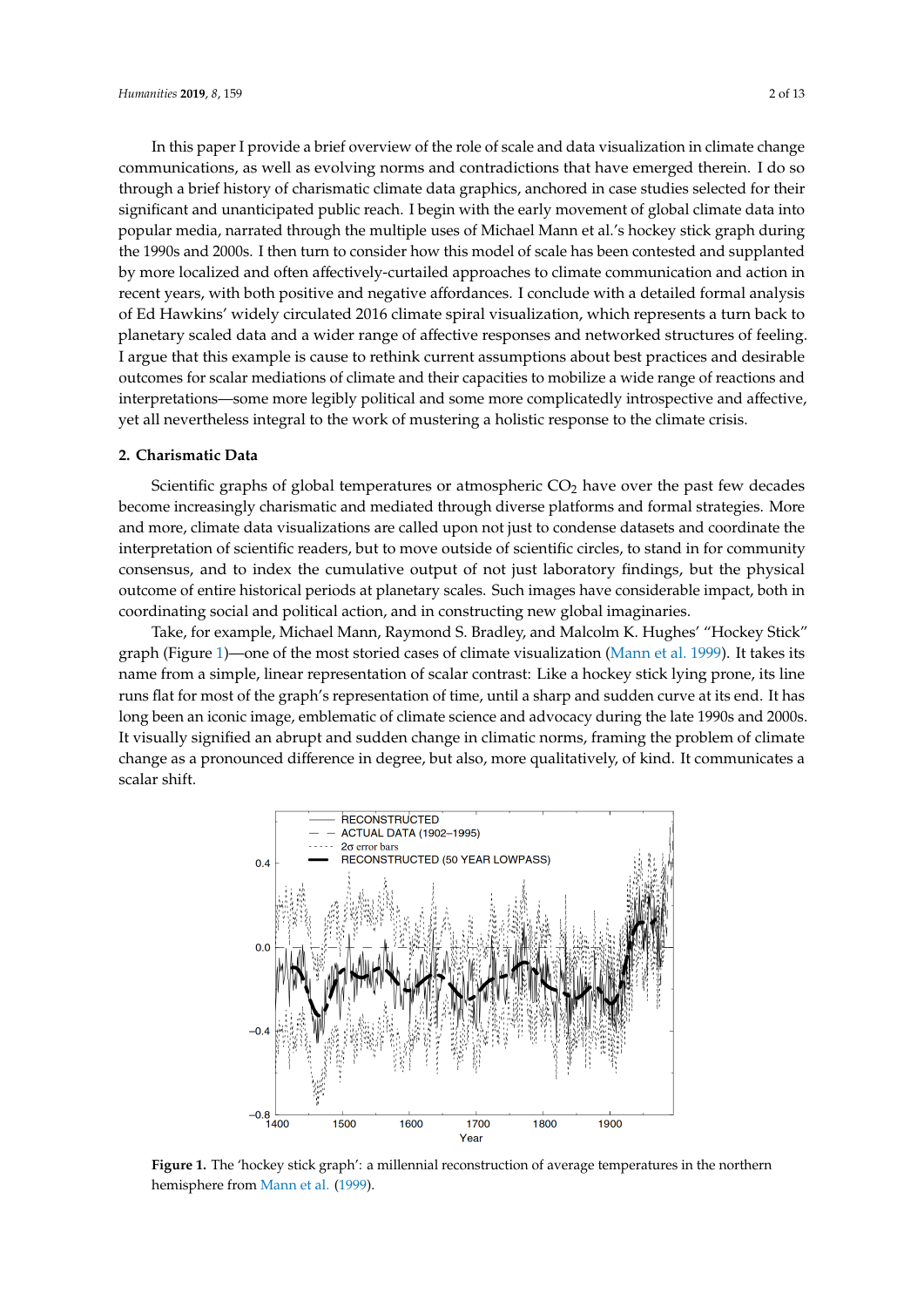In this paper I provide a brief overview of the role of scale and data visualization in climate change communications, as well as evolving norms and contradictions that have emerged therein. I do so through a brief history of charismatic climate data graphics, anchored in case studies selected for their significant and unanticipated public reach. I begin with the early movement of global climate data into popular media, narrated through the multiple uses of Michael Mann et al.'s hockey stick graph during the 1990s and 2000s. I then turn to consider how this model of scale has been contested and supplanted by more localized and often affectively-curtailed approaches to climate communication and action in recent years, with both positive and negative affordances. I conclude with a detailed formal analysis of Ed Hawkins' widely circulated 2016 climate spiral visualization, which represents a turn back to planetary scaled data and a wider range of affective responses and networked structures of feeling. I argue that this example is cause to rethink current assumptions about best practices and desirable outcomes for scalar mediations of climate and their capacities to mobilize a wide range of reactions and interpretations—some more legibly political and some more complicatedly introspective and affective, yet all nevertheless integral to the work of mustering a holistic response to the climate crisis.

## 2. Charismatic Data

Scientific graphs of global temperatures or atmospheric $CO_2$ have over the past few decades become increasingly charismatic and mediated through diverse platforms and formal strategies. More and more, climate data visualizations are called upon not just to condense datasets and coordinate the interpretation of scientific readers, but to move outside of scientific circles, to stand in for community consensus, and to index the cumulative output of not just laboratory findings, but the physical outcome of entire historical periods at planetary scales. Such images have considerable impact, both in coordinating social and political action, and in constructing new global imaginaries.

Take, for example, Michael Mann, Raymond S. Bradley, and Malcolm K. Hughes' "Hockey Stick" graph (Figure 1)—one of the most storied cases of climate visualization (Mann et al. 1999). It takes its name from a simple, linear representation of scalar contrast: Like a hockey stick lying prone, its line runs flat for most of the graph's representation of time, until a sharp and sudden curve at its end. It has long been an iconic image, emblematic of climate science and advocacy during the late 1990s and 2000s. It visually signified an abrupt and sudden change in climatic norms, framing the problem of climate change as a pronounced difference in degree, but also, more qualitatively, of kind. It communicates a scalar shift.

**Figure 1.** The 'hockey stick graph': a millennial reconstruction of average temperatures in the northern hemisphere from Mann et al. (1999).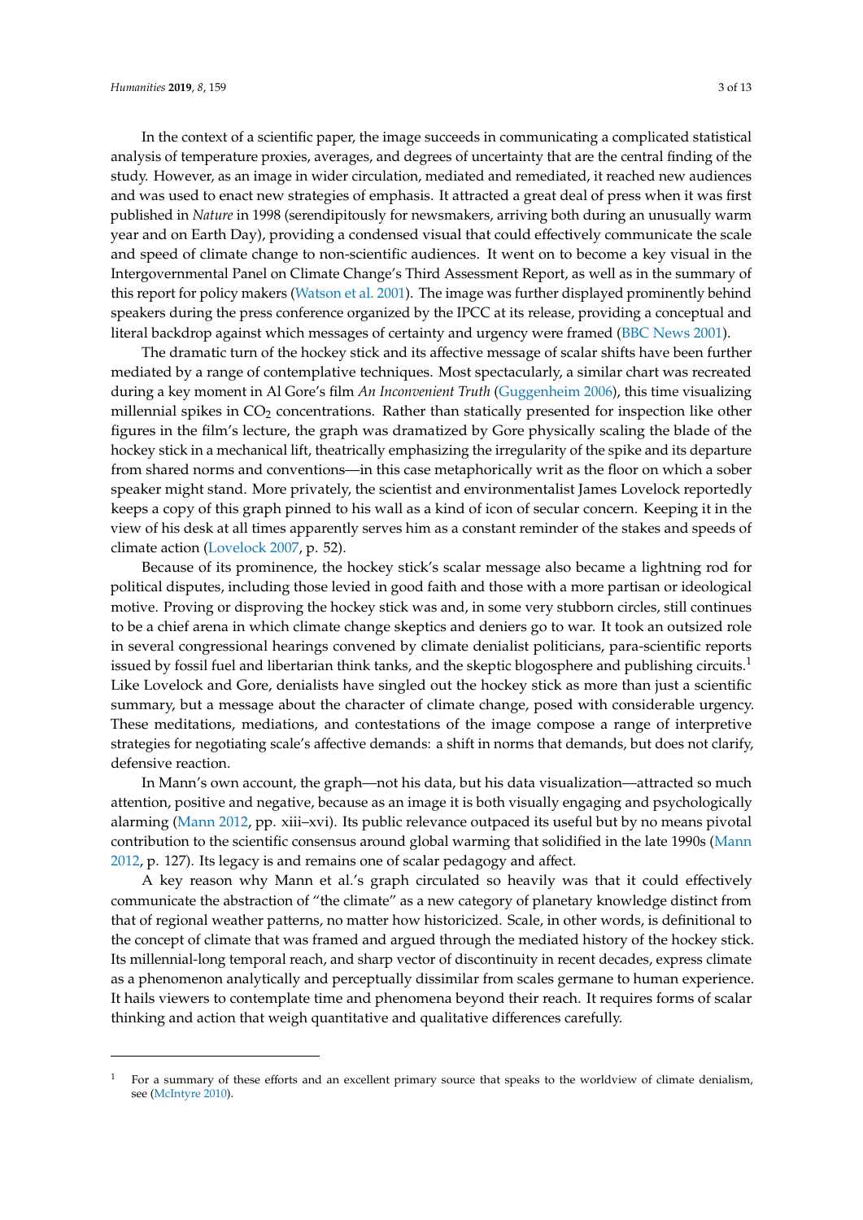In the context of a scientific paper, the image succeeds in communicating a complicated statistical analysis of temperature proxies, averages, and degrees of uncertainty that are the central finding of the study. However, as an image in wider circulation, mediated and remediated, it reached new audiences and was used to enact new strategies of emphasis. It attracted a great deal of press when it was first published in *Nature* in 1998 (serendipitously for newsmakers, arriving both during an unusually warm year and on Earth Day), providing a condensed visual that could effectively communicate the scale and speed of climate change to non-scientific audiences. It went on to become a key visual in the Intergovernmental Panel on Climate Change's Third Assessment Report, as well as in the summary of this report for policy makers (Watson et al. 2001). The image was further displayed prominently behind speakers during the press conference organized by the IPCC at its release, providing a conceptual and literal backdrop against which messages of certainty and urgency were framed (BBC News 2001).

The dramatic turn of the hockey stick and its affective message of scalar shifts have been further mediated by a range of contemplative techniques. Most spectacularly, a similar chart was recreated during a key moment in Al Gore's film *An Inconvenient Truth* (Guggenheim 2006), this time visualizing millennial spikes in $CO_2$ concentrations. Rather than statically presented for inspection like other figures in the film's lecture, the graph was dramatized by Gore physically scaling the blade of the hockey stick in a mechanical lift, theatrically emphasizing the irregularity of the spike and its departure from shared norms and conventions—in this case metaphorically writ as the floor on which a sober speaker might stand. More privately, the scientist and environmentalist James Lovelock reportedly keeps a copy of this graph pinned to his wall as a kind of icon of secular concern. Keeping it in the view of his desk at all times apparently serves him as a constant reminder of the stakes and speeds of climate action (Lovelock 2007, p. 52).

Because of its prominence, the hockey stick's scalar message also became a lightning rod for political disputes, including those levied in good faith and those with a more partisan or ideological motive. Proving or disproving the hockey stick was and, in some very stubborn circles, still continues to be a chief arena in which climate change skeptics and deniers go to war. It took an outsized role in several congressional hearings convened by climate denialist politicians, para-scientific reports issued by fossil fuel and libertarian think tanks, and the skeptic blogosphere and publishing circuits.[1] Like Lovelock and Gore, denialists have singled out the hockey stick as more than just a scientific summary, but a message about the character of climate change, posed with considerable urgency. These meditations, mediations, and contestations of the image compose a range of interpretive strategies for negotiating scale's affective demands: a shift in norms that demands, but does not clarify, defensive reaction.

In Mann's own account, the graph—not his data, but his data visualization—attracted so much attention, positive and negative, because as an image it is both visually engaging and psychologically alarming (Mann 2012, pp. xiii–xvi). Its public relevance outpaced its useful but by no means pivotal contribution to the scientific consensus around global warming that solidified in the late 1990s (Mann 2012, p. 127). Its legacy is and remains one of scalar pedagogy and affect.

A key reason why Mann et al.'s graph circulated so heavily was that it could effectively communicate the abstraction of "the climate" as a new category of planetary knowledge distinct from that of regional weather patterns, no matter how historicized. Scale, in other words, is definitional to the concept of climate that was framed and argued through the mediated history of the hockey stick. Its millennial-long temporal reach, and sharp vector of discontinuity in recent decades, express climate as a phenomenon analytically and perceptually dissimilar from scales germane to human experience. It hails viewers to contemplate time and phenomena beyond their reach. It requires forms of scalar thinking and action that weigh quantitative and qualitative differences carefully.

---

[1] For a summary of these efforts and an excellent primary source that speaks to the worldview of climate denialism, see (McIntyre 2010).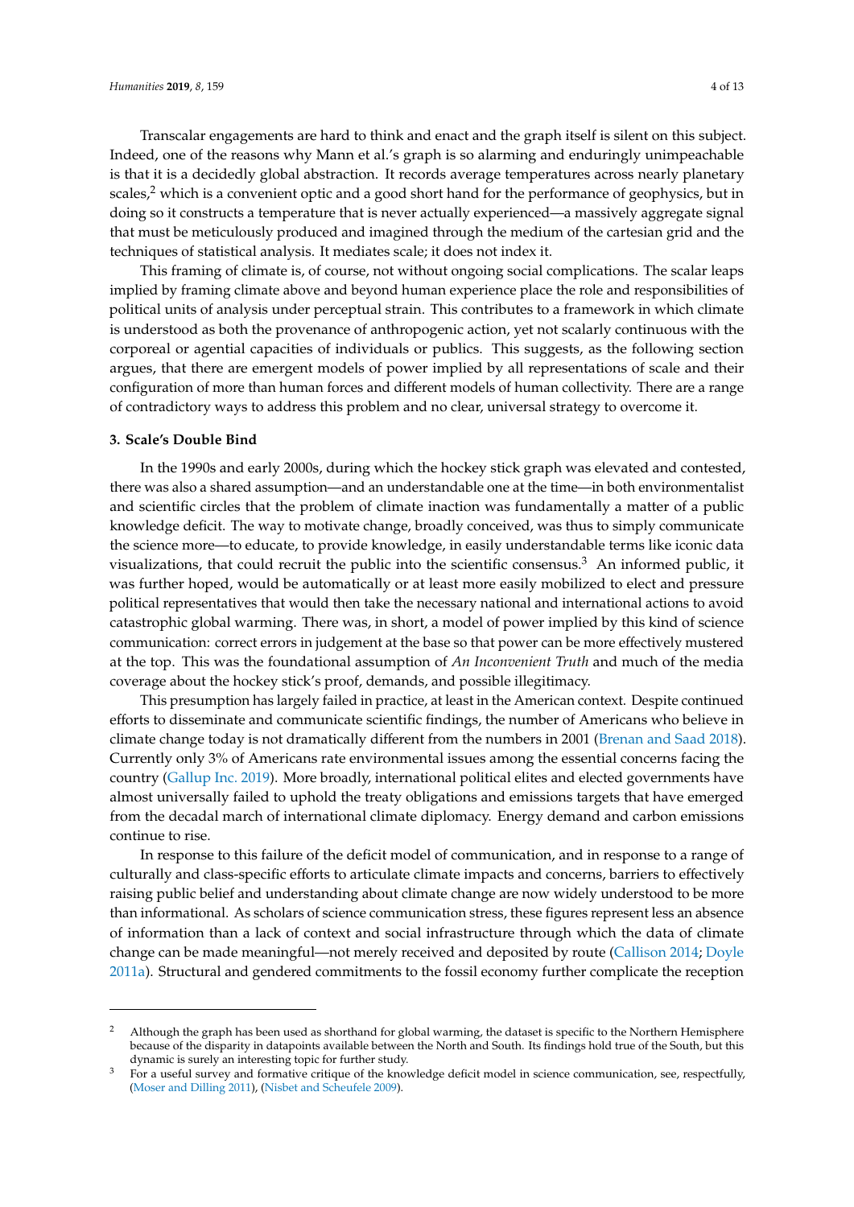Transcalar engagements are hard to think and enact and the graph itself is silent on this subject. Indeed, one of the reasons why Mann et al.'s graph is so alarming and enduringly unimpeachable is that it is a decidedly global abstraction. It records average temperatures across nearly planetary scales,[2] which is a convenient optic and a good short hand for the performance of geophysics, but in doing so it constructs a temperature that is never actually experienced—a massively aggregate signal that must be meticulously produced and imagined through the medium of the cartesian grid and the techniques of statistical analysis. It mediates scale; it does not index it.

This framing of climate is, of course, not without ongoing social complications. The scalar leaps implied by framing climate above and beyond human experience place the role and responsibilities of political units of analysis under perceptual strain. This contributes to a framework in which climate is understood as both the provenance of anthropogenic action, yet not scalarly continuous with the corporeal or agential capacities of individuals or publics. This suggests, as the following section argues, that there are emergent models of power implied by all representations of scale and their configuration of more than human forces and different models of human collectivity. There are a range of contradictory ways to address this problem and no clear, universal strategy to overcome it.

## 3. Scale's Double Bind

In the 1990s and early 2000s, during which the hockey stick graph was elevated and contested, there was also a shared assumption—and an understandable one at the time—in both environmentalist and scientific circles that the problem of climate inaction was fundamentally a matter of a public knowledge deficit. The way to motivate change, broadly conceived, was thus to simply communicate the science more—to educate, to provide knowledge, in easily understandable terms like iconic data visualizations, that could recruit the public into the scientific consensus.[3] An informed public, it was further hoped, would be automatically or at least more easily mobilized to elect and pressure political representatives that would then take the necessary national and international actions to avoid catastrophic global warming. There was, in short, a model of power implied by this kind of science communication: correct errors in judgement at the base so that power can be more effectively mustered at the top. This was the foundational assumption of *An Inconvenient Truth* and much of the media coverage about the hockey stick's proof, demands, and possible illegitimacy.

This presumption has largely failed in practice, at least in the American context. Despite continued efforts to disseminate and communicate scientific findings, the number of Americans who believe in climate change today is not dramatically different from the numbers in 2001 (Brenan and Saad 2018). Currently only 3% of Americans rate environmental issues among the essential concerns facing the country (Gallup Inc. 2019). More broadly, international political elites and elected governments have almost universally failed to uphold the treaty obligations and emissions targets that have emerged from the decadal march of international climate diplomacy. Energy demand and carbon emissions continue to rise.

In response to this failure of the deficit model of communication, and in response to a range of culturally and class-specific efforts to articulate climate impacts and concerns, barriers to effectively raising public belief and understanding about climate change are now widely understood to be more than informational. As scholars of science communication stress, these figures represent less an absence of information than a lack of context and social infrastructure through which the data of climate change can be made meaningful—not merely received and deposited by route (Callison 2014; Doyle 2011a). Structural and gendered commitments to the fossil economy further complicate the reception

---

[2] Although the graph has been used as shorthand for global warming, the dataset is specific to the Northern Hemisphere because of the disparity in datapoints available between the North and South. Its findings hold true of the South, but this dynamic is surely an interesting topic for further study.

[3] For a useful survey and formative critique of the knowledge deficit model in science communication, see, respectfully, (Moser and Dilling 2011), (Nisbet and Scheufele 2009).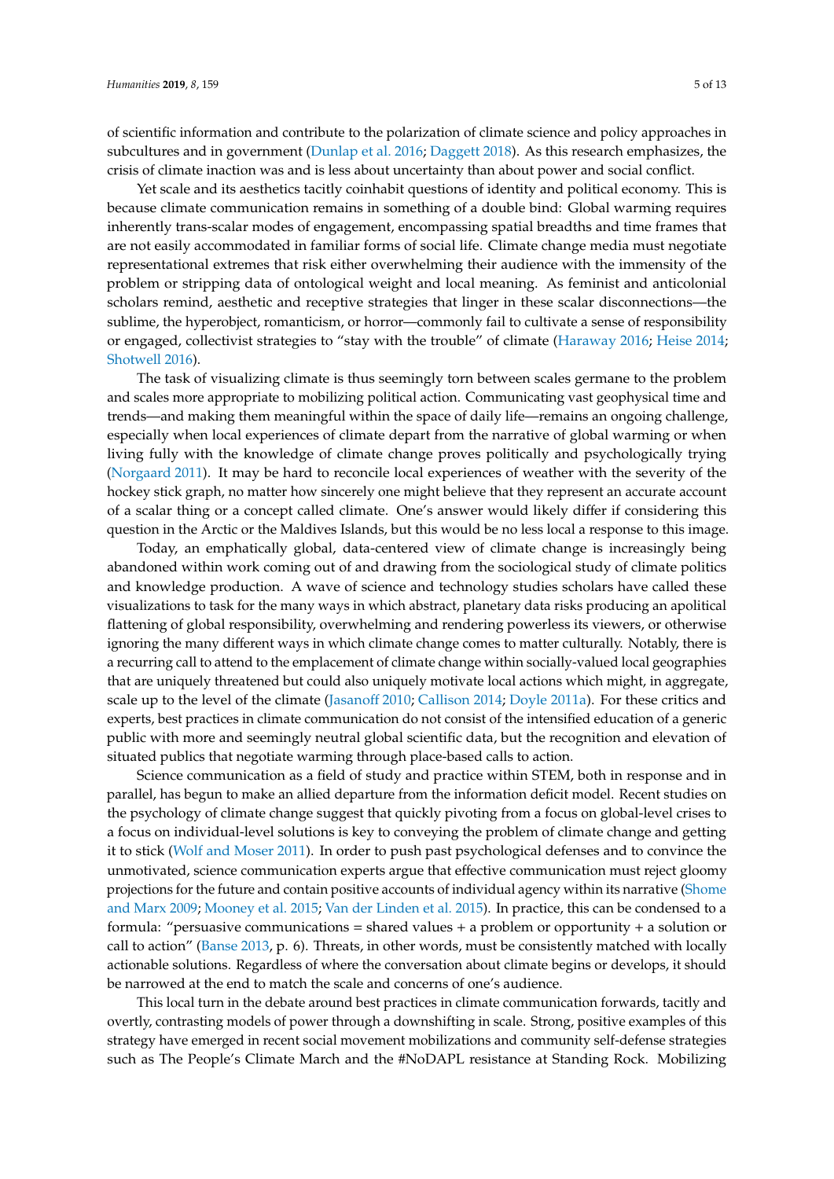of scientific information and contribute to the polarization of climate science and policy approaches in subcultures and in government (Dunlap et al. 2016; Daggett 2018). As this research emphasizes, the crisis of climate inaction was and is less about uncertainty than about power and social conflict.

Yet scale and its aesthetics tacitly coinhabit questions of identity and political economy. This is because climate communication remains in something of a double bind: Global warming requires inherently trans-scalar modes of engagement, encompassing spatial breadths and time frames that are not easily accommodated in familiar forms of social life. Climate change media must negotiate representational extremes that risk either overwhelming their audience with the immensity of the problem or stripping data of ontological weight and local meaning. As feminist and anticolonial scholars remind, aesthetic and receptive strategies that linger in these scalar disconnections—the sublime, the hyperobject, romanticism, or horror—commonly fail to cultivate a sense of responsibility or engaged, collectivist strategies to "stay with the trouble" of climate (Haraway 2016; Heise 2014; Shotwell 2016).

The task of visualizing climate is thus seemingly torn between scales germane to the problem and scales more appropriate to mobilizing political action. Communicating vast geophysical time and trends—and making them meaningful within the space of daily life—remains an ongoing challenge, especially when local experiences of climate depart from the narrative of global warming or when living fully with the knowledge of climate change proves politically and psychologically trying (Norgaard 2011). It may be hard to reconcile local experiences of weather with the severity of the hockey stick graph, no matter how sincerely one might believe that they represent an accurate account of a scalar thing or a concept called climate. One's answer would likely differ if considering this question in the Arctic or the Maldives Islands, but this would be no less local a response to this image.

Today, an emphatically global, data-centered view of climate change is increasingly being abandoned within work coming out of and drawing from the sociological study of climate politics and knowledge production. A wave of science and technology studies scholars have called these visualizations to task for the many ways in which abstract, planetary data risks producing an apolitical flattening of global responsibility, overwhelming and rendering powerless its viewers, or otherwise ignoring the many different ways in which climate change comes to matter culturally. Notably, there is a recurring call to attend to the emplacement of climate change within socially-valued local geographies that are uniquely threatened but could also uniquely motivate local actions which might, in aggregate, scale up to the level of the climate (Jasanoff 2010; Callison 2014; Doyle 2011a). For these critics and experts, best practices in climate communication do not consist of the intensified education of a generic public with more and seemingly neutral global scientific data, but the recognition and elevation of situated publics that negotiate warming through place-based calls to action.

Science communication as a field of study and practice within STEM, both in response and in parallel, has begun to make an allied departure from the information deficit model. Recent studies on the psychology of climate change suggest that quickly pivoting from a focus on global-level crises to a focus on individual-level solutions is key to conveying the problem of climate change and getting it to stick (Wolf and Moser 2011). In order to push past psychological defenses and to convince the unmotivated, science communication experts argue that effective communication must reject gloomy projections for the future and contain positive accounts of individual agency within its narrative (Shome and Marx 2009; Mooney et al. 2015; Van der Linden et al. 2015). In practice, this can be condensed to a formula: "persuasive communications = shared values + a problem or opportunity + a solution or call to action" (Banse 2013, p. 6). Threats, in other words, must be consistently matched with locally actionable solutions. Regardless of where the conversation about climate begins or develops, it should be narrowed at the end to match the scale and concerns of one's audience.

This local turn in the debate around best practices in climate communication forwards, tacitly and overtly, contrasting models of power through a downshifting in scale. Strong, positive examples of this strategy have emerged in recent social movement mobilizations and community self-defense strategies such as The People's Climate March and the #NoDAPL resistance at Standing Rock. Mobilizing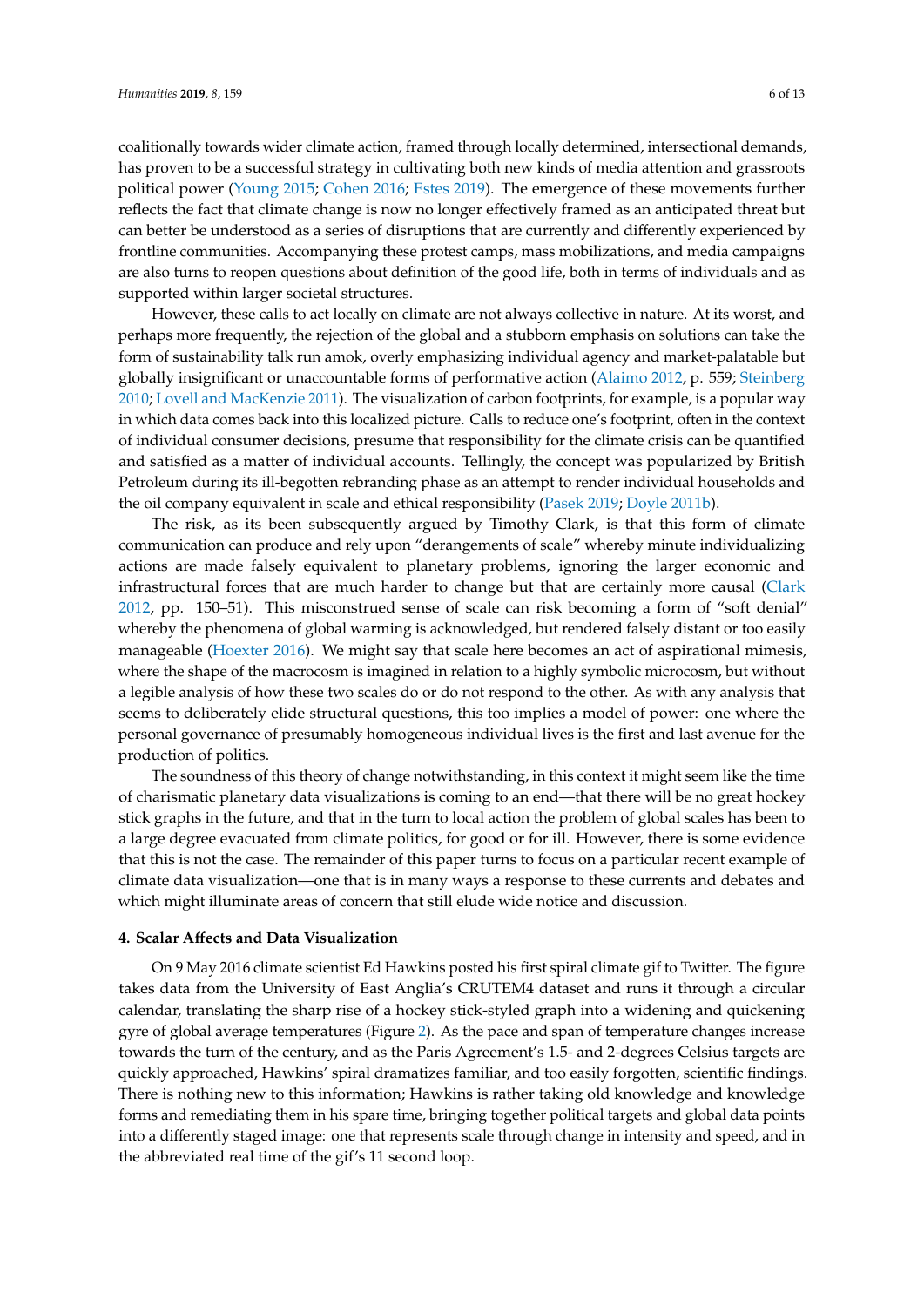coalitionally towards wider climate action, framed through locally determined, intersectional demands, has proven to be a successful strategy in cultivating both new kinds of media attention and grassroots political power (Young 2015; Cohen 2016; Estes 2019). The emergence of these movements further reflects the fact that climate change is now no longer effectively framed as an anticipated threat but can better be understood as a series of disruptions that are currently and differently experienced by frontline communities. Accompanying these protest camps, mass mobilizations, and media campaigns are also turns to reopen questions about definition of the good life, both in terms of individuals and as supported within larger societal structures.

However, these calls to act locally on climate are not always collective in nature. At its worst, and perhaps more frequently, the rejection of the global and a stubborn emphasis on solutions can take the form of sustainability talk run amok, overly emphasizing individual agency and market-palatable but globally insignificant or unaccountable forms of performative action (Alaimo 2012, p. 559; Steinberg 2010; Lovell and MacKenzie 2011). The visualization of carbon footprints, for example, is a popular way in which data comes back into this localized picture. Calls to reduce one's footprint, often in the context of individual consumer decisions, presume that responsibility for the climate crisis can be quantified and satisfied as a matter of individual accounts. Tellingly, the concept was popularized by British Petroleum during its ill-begotten rebranding phase as an attempt to render individual households and the oil company equivalent in scale and ethical responsibility (Pasek 2019; Doyle 2011b).

The risk, as its been subsequently argued by Timothy Clark, is that this form of climate communication can produce and rely upon "derangements of scale" whereby minute individualizing actions are made falsely equivalent to planetary problems, ignoring the larger economic and infrastructural forces that are much harder to change but that are certainly more causal (Clark 2012, pp. 150–51). This misconstrued sense of scale can risk becoming a form of "soft denial" whereby the phenomena of global warming is acknowledged, but rendered falsely distant or too easily manageable (Hoexter 2016). We might say that scale here becomes an act of aspirational mimesis, where the shape of the macrocosm is imagined in relation to a highly symbolic microcosm, but without a legible analysis of how these two scales do or do not respond to the other. As with any analysis that seems to deliberately elide structural questions, this too implies a model of power: one where the personal governance of presumably homogeneous individual lives is the first and last avenue for the production of politics.

The soundness of this theory of change notwithstanding, in this context it might seem like the time of charismatic planetary data visualizations is coming to an end—that there will be no great hockey stick graphs in the future, and that in the turn to local action the problem of global scales has been to a large degree evacuated from climate politics, for good or for ill. However, there is some evidence that this is not the case. The remainder of this paper turns to focus on a particular recent example of climate data visualization—one that is in many ways a response to these currents and debates and which might illuminate areas of concern that still elude wide notice and discussion.

## 4. Scalar Affects and Data Visualization

On 9 May 2016 climate scientist Ed Hawkins posted his first spiral climate gif to Twitter. The figure takes data from the University of East Anglia's CRUTEM4 dataset and runs it through a circular calendar, translating the sharp rise of a hockey stick-styled graph into a widening and quickening gyre of global average temperatures (Figure 2). As the pace and span of temperature changes increase towards the turn of the century, and as the Paris Agreement's 1.5- and 2-degrees Celsius targets are quickly approached, Hawkins' spiral dramatizes familiar, and too easily forgotten, scientific findings. There is nothing new to this information; Hawkins is rather taking old knowledge and knowledge forms and remediating them in his spare time, bringing together political targets and global data points into a differently staged image: one that represents scale through change in intensity and speed, and in the abbreviated real time of the gif's 11 second loop.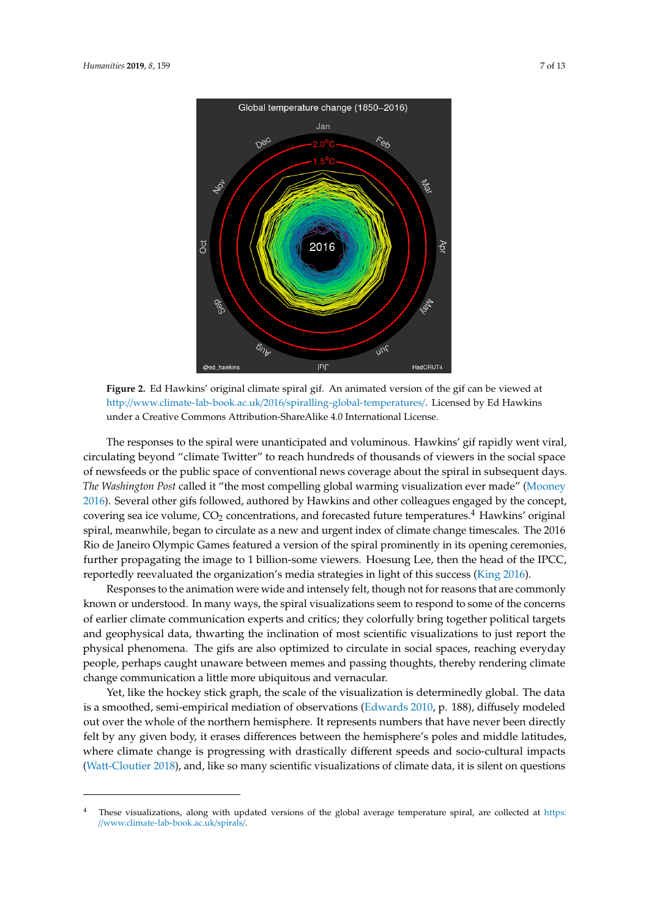**Figure 2.** Ed Hawkins' original climate spiral gif. An animated version of the gif can be viewed at http://www.climate-lab-book.ac.uk/2016/spiralling-global-temperatures/. Licensed by Ed Hawkins under a Creative Commons Attribution-ShareAlike 4.0 International License.

The responses to the spiral were unanticipated and voluminous. Hawkins' gif rapidly went viral, circulating beyond "climate Twitter" to reach hundreds of thousands of viewers in the social space of newsfeeds or the public space of conventional news coverage about the spiral in subsequent days. *The Washington Post* called it "the most compelling global warming visualization ever made" (Mooney 2016). Several other gifs followed, authored by Hawkins and other colleagues engaged by the concept, covering sea ice volume, $CO_2$ concentrations, and forecasted future temperatures.[4] Hawkins' original spiral, meanwhile, began to circulate as a new and urgent index of climate change timescales. The 2016 Rio de Janeiro Olympic Games featured a version of the spiral prominently in its opening ceremonies, further propagating the image to 1 billion-some viewers. Hoesung Lee, then the head of the IPCC, reportedly reevaluated the organization's media strategies in light of this success (King 2016).

Responses to the animation were wide and intensely felt, though not for reasons that are commonly known or understood. In many ways, the spiral visualizations seem to respond to some of the concerns of earlier climate communication experts and critics; they colorfully bring together political targets and geophysical data, thwarting the inclination of most scientific visualizations to just report the physical phenomena. The gifs are also optimized to circulate in social spaces, reaching everyday people, perhaps caught unaware between memes and passing thoughts, thereby rendering climate change communication a little more ubiquitous and vernacular.

Yet, like the hockey stick graph, the scale of the visualization is determinedly global. The data is a smoothed, semi-empirical mediation of observations (Edwards 2010, p. 188), diffusely modeled out over the whole of the northern hemisphere. It represents numbers that have never been directly felt by any given body, it erases differences between the hemisphere's poles and middle latitudes, where climate change is progressing with drastically different speeds and socio-cultural impacts (Watt-Cloutier 2018), and, like so many scientific visualizations of climate data, it is silent on questions

[4] These visualizations, along with updated versions of the global average temperature spiral, are collected at https://www.climate-lab-book.ac.uk/spirals/.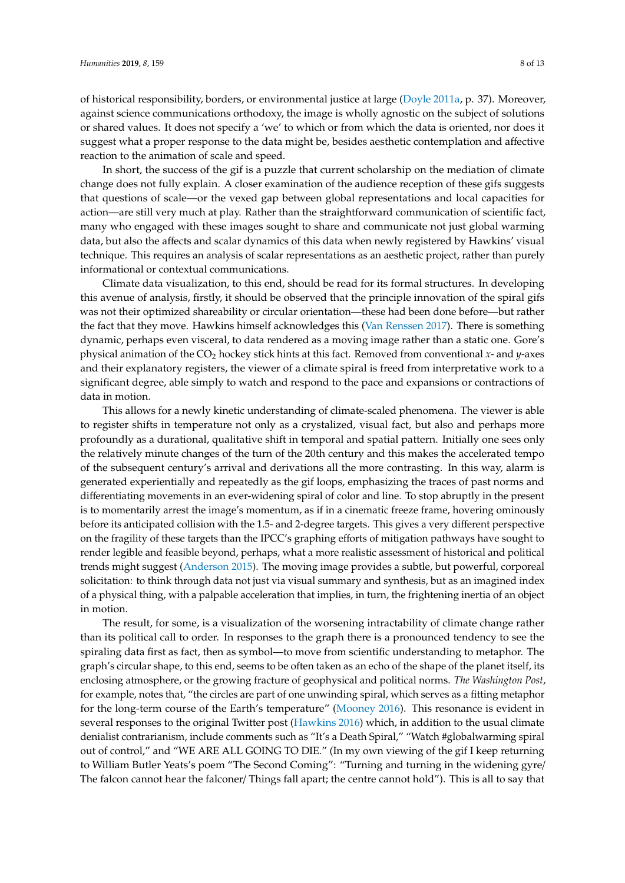of historical responsibility, borders, or environmental justice at large (Doyle 2011a, p. 37). Moreover, against science communications orthodoxy, the image is wholly agnostic on the subject of solutions or shared values. It does not specify a 'we' to which or from which the data is oriented, nor does it suggest what a proper response to the data might be, besides aesthetic contemplation and affective reaction to the animation of scale and speed.

In short, the success of the gif is a puzzle that current scholarship on the mediation of climate change does not fully explain. A closer examination of the audience reception of these gifs suggests that questions of scale—or the vexed gap between global representations and local capacities for action—are still very much at play. Rather than the straightforward communication of scientific fact, many who engaged with these images sought to share and communicate not just global warming data, but also the affects and scalar dynamics of this data when newly registered by Hawkins' visual technique. This requires an analysis of scalar representations as an aesthetic project, rather than purely informational or contextual communications.

Climate data visualization, to this end, should be read for its formal structures. In developing this avenue of analysis, firstly, it should be observed that the principle innovation of the spiral gifs was not their optimized shareability or circular orientation—these had been done before—but rather the fact that they move. Hawkins himself acknowledges this (Van Renssen 2017). There is something dynamic, perhaps even visceral, to data rendered as a moving image rather than a static one. Gore's physical animation of the $CO_2$ hockey stick hints at this fact. Removed from conventional *x*- and *y*-axes and their explanatory registers, the viewer of a climate spiral is freed from interpretative work to a significant degree, able simply to watch and respond to the pace and expansions or contractions of data in motion.

This allows for a newly kinetic understanding of climate-scaled phenomena. The viewer is able to register shifts in temperature not only as a crystalized, visual fact, but also and perhaps more profoundly as a durational, qualitative shift in temporal and spatial pattern. Initially one sees only the relatively minute changes of the turn of the 20th century and this makes the accelerated tempo of the subsequent century's arrival and derivations all the more contrasting. In this way, alarm is generated experientially and repeatedly as the gif loops, emphasizing the traces of past norms and differentiating movements in an ever-widening spiral of color and line. To stop abruptly in the present is to momentarily arrest the image's momentum, as if in a cinematic freeze frame, hovering ominously before its anticipated collision with the 1.5- and 2-degree targets. This gives a very different perspective on the fragility of these targets than the IPCC's graphing efforts of mitigation pathways have sought to render legible and feasible beyond, perhaps, what a more realistic assessment of historical and political trends might suggest (Anderson 2015). The moving image provides a subtle, but powerful, corporeal solicitation: to think through data not just via visual summary and synthesis, but as an imagined index of a physical thing, with a palpable acceleration that implies, in turn, the frightening inertia of an object in motion.

The result, for some, is a visualization of the worsening intractability of climate change rather than its political call to order. In responses to the graph there is a pronounced tendency to see the spiraling data first as fact, then as symbol—to move from scientific understanding to metaphor. The graph's circular shape, to this end, seems to be often taken as an echo of the shape of the planet itself, its enclosing atmosphere, or the growing fracture of geophysical and political norms. *The Washington Post*, for example, notes that, "the circles are part of one unwinding spiral, which serves as a fitting metaphor for the long-term course of the Earth's temperature" (Mooney 2016). This resonance is evident in several responses to the original Twitter post (Hawkins 2016) which, in addition to the usual climate denialist contrarianism, include comments such as "It's a Death Spiral," "Watch #globalwarming spiral out of control," and "WE ARE ALL GOING TO DIE." (In my own viewing of the gif I keep returning to William Butler Yeats's poem "The Second Coming": "Turning and turning in the widening gyre/ The falcon cannot hear the falconer/ Things fall apart; the centre cannot hold"). This is all to say that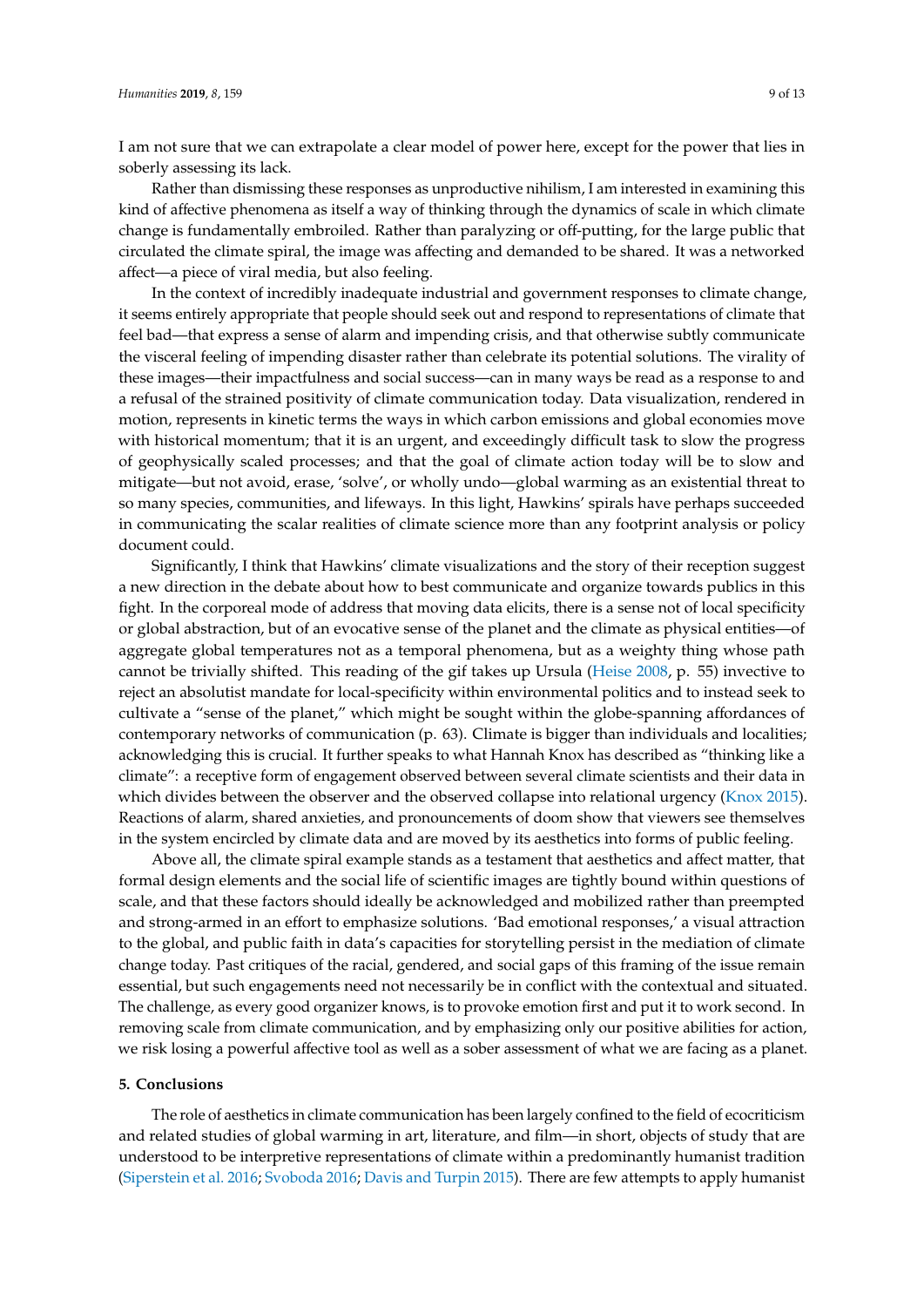I am not sure that we can extrapolate a clear model of power here, except for the power that lies in soberly assessing its lack.

Rather than dismissing these responses as unproductive nihilism, I am interested in examining this kind of affective phenomena as itself a way of thinking through the dynamics of scale in which climate change is fundamentally embroiled. Rather than paralyzing or off-putting, for the large public that circulated the climate spiral, the image was affecting and demanded to be shared. It was a networked affect—a piece of viral media, but also feeling.

In the context of incredibly inadequate industrial and government responses to climate change, it seems entirely appropriate that people should seek out and respond to representations of climate that feel bad—that express a sense of alarm and impending crisis, and that otherwise subtly communicate the visceral feeling of impending disaster rather than celebrate its potential solutions. The virality of these images—their impactfulness and social success—can in many ways be read as a response to and a refusal of the strained positivity of climate communication today. Data visualization, rendered in motion, represents in kinetic terms the ways in which carbon emissions and global economies move with historical momentum; that it is an urgent, and exceedingly difficult task to slow the progress of geophysically scaled processes; and that the goal of climate action today will be to slow and mitigate—but not avoid, erase, 'solve', or wholly undo—global warming as an existential threat to so many species, communities, and lifeways. In this light, Hawkins' spirals have perhaps succeeded in communicating the scalar realities of climate science more than any footprint analysis or policy document could.

Significantly, I think that Hawkins' climate visualizations and the story of their reception suggest a new direction in the debate about how to best communicate and organize towards publics in this fight. In the corporeal mode of address that moving data elicits, there is a sense not of local specificity or global abstraction, but of an evocative sense of the planet and the climate as physical entities—of aggregate global temperatures not as a temporal phenomena, but as a weighty thing whose path cannot be trivially shifted. This reading of the gif takes up Ursula (Heise 2008, p. 55) invective to reject an absolutist mandate for local-specificity within environmental politics and to instead seek to cultivate a "sense of the planet," which might be sought within the globe-spanning affordances of contemporary networks of communication (p. 63). Climate is bigger than individuals and localities; acknowledging this is crucial. It further speaks to what Hannah Knox has described as "thinking like a climate": a receptive form of engagement observed between several climate scientists and their data in which divides between the observer and the observed collapse into relational urgency (Knox 2015). Reactions of alarm, shared anxieties, and pronouncements of doom show that viewers see themselves in the system encircled by climate data and are moved by its aesthetics into forms of public feeling.

Above all, the climate spiral example stands as a testament that aesthetics and affect matter, that formal design elements and the social life of scientific images are tightly bound within questions of scale, and that these factors should ideally be acknowledged and mobilized rather than preempted and strong-armed in an effort to emphasize solutions. 'Bad emotional responses,' a visual attraction to the global, and public faith in data's capacities for storytelling persist in the mediation of climate change today. Past critiques of the racial, gendered, and social gaps of this framing of the issue remain essential, but such engagements need not necessarily be in conflict with the contextual and situated. The challenge, as every good organizer knows, is to provoke emotion first and put it to work second. In removing scale from climate communication, and by emphasizing only our positive abilities for action, we risk losing a powerful affective tool as well as a sober assessment of what we are facing as a planet.

## 5. Conclusions

The role of aesthetics in climate communication has been largely confined to the field of ecocriticism and related studies of global warming in art, literature, and film—in short, objects of study that are understood to be interpretive representations of climate within a predominantly humanist tradition (Siperstein et al. 2016; Svoboda 2016; Davis and Turpin 2015). There are few attempts to apply humanist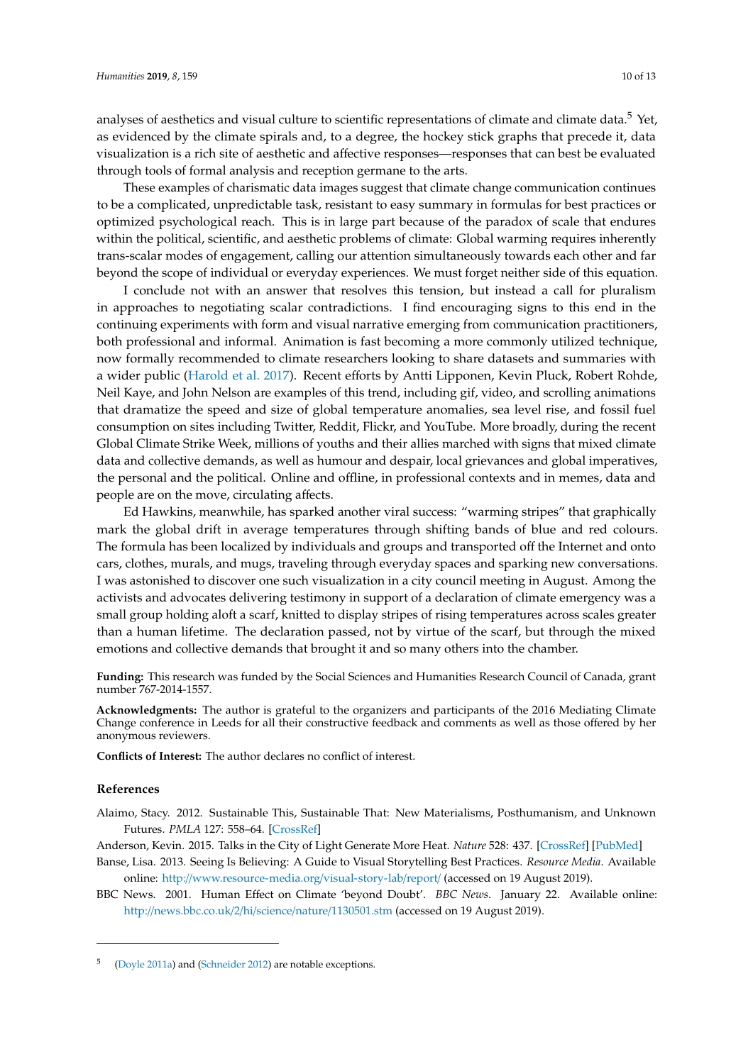analyses of aesthetics and visual culture to scientific representations of climate and climate data.[5] Yet, as evidenced by the climate spirals and, to a degree, the hockey stick graphs that precede it, data visualization is a rich site of aesthetic and affective responses—responses that can best be evaluated through tools of formal analysis and reception germane to the arts.

These examples of charismatic data images suggest that climate change communication continues to be a complicated, unpredictable task, resistant to easy summary in formulas for best practices or optimized psychological reach. This is in large part because of the paradox of scale that endures within the political, scientific, and aesthetic problems of climate: Global warming requires inherently trans-scalar modes of engagement, calling our attention simultaneously towards each other and far beyond the scope of individual or everyday experiences. We must forget neither side of this equation.

I conclude not with an answer that resolves this tension, but instead a call for pluralism in approaches to negotiating scalar contradictions. I find encouraging signs to this end in the continuing experiments with form and visual narrative emerging from communication practitioners, both professional and informal. Animation is fast becoming a more commonly utilized technique, now formally recommended to climate researchers looking to share datasets and summaries with a wider public (Harold et al. 2017). Recent efforts by Antti Lipponen, Kevin Pluck, Robert Rohde, Neil Kaye, and John Nelson are examples of this trend, including gif, video, and scrolling animations that dramatize the speed and size of global temperature anomalies, sea level rise, and fossil fuel consumption on sites including Twitter, Reddit, Flickr, and YouTube. More broadly, during the recent Global Climate Strike Week, millions of youths and their allies marched with signs that mixed climate data and collective demands, as well as humour and despair, local grievances and global imperatives, the personal and the political. Online and offline, in professional contexts and in memes, data and people are on the move, circulating affects.

Ed Hawkins, meanwhile, has sparked another viral success: "warming stripes" that graphically mark the global drift in average temperatures through shifting bands of blue and red colours. The formula has been localized by individuals and groups and transported off the Internet and onto cars, clothes, murals, and mugs, traveling through everyday spaces and sparking new conversations. I was astonished to discover one such visualization in a city council meeting in August. Among the activists and advocates delivering testimony in support of a declaration of climate emergency was a small group holding aloft a scarf, knitted to display stripes of rising temperatures across scales greater than a human lifetime. The declaration passed, not by virtue of the scarf, but through the mixed emotions and collective demands that brought it and so many others into the chamber.

**Funding:** This research was funded by the Social Sciences and Humanities Research Council of Canada, grant number 767-2014-1557.

**Acknowledgments:** The author is grateful to the organizers and participants of the 2016 Mediating Climate Change conference in Leeds for all their constructive feedback and comments as well as those offered by her anonymous reviewers.

**Conflicts of Interest:** The author declares no conflict of interest.

## References

Alaimo, Stacy. 2012. Sustainable This, Sustainable That: New Materialisms, Posthumanism, and Unknown Futures. *PMLA* 127: 558–64. [CrossRef]

Anderson, Kevin. 2015. Talks in the City of Light Generate More Heat. *Nature* 528: 437. [CrossRef] [PubMed]

Banse, Lisa. 2013. Seeing Is Believing: A Guide to Visual Storytelling Best Practices. *Resource Media*. Available online: http://www.resource-media.org/visual-story-lab/report/ (accessed on 19 August 2019).

BBC News. 2001. Human Effect on Climate 'beyond Doubt'. *BBC News*. January 22. Available online: http://news.bbc.co.uk/2/hi/science/nature/1130501.stm (accessed on 19 August 2019).

---

[5] (Doyle 2011a) and (Schneider 2012) are notable exceptions.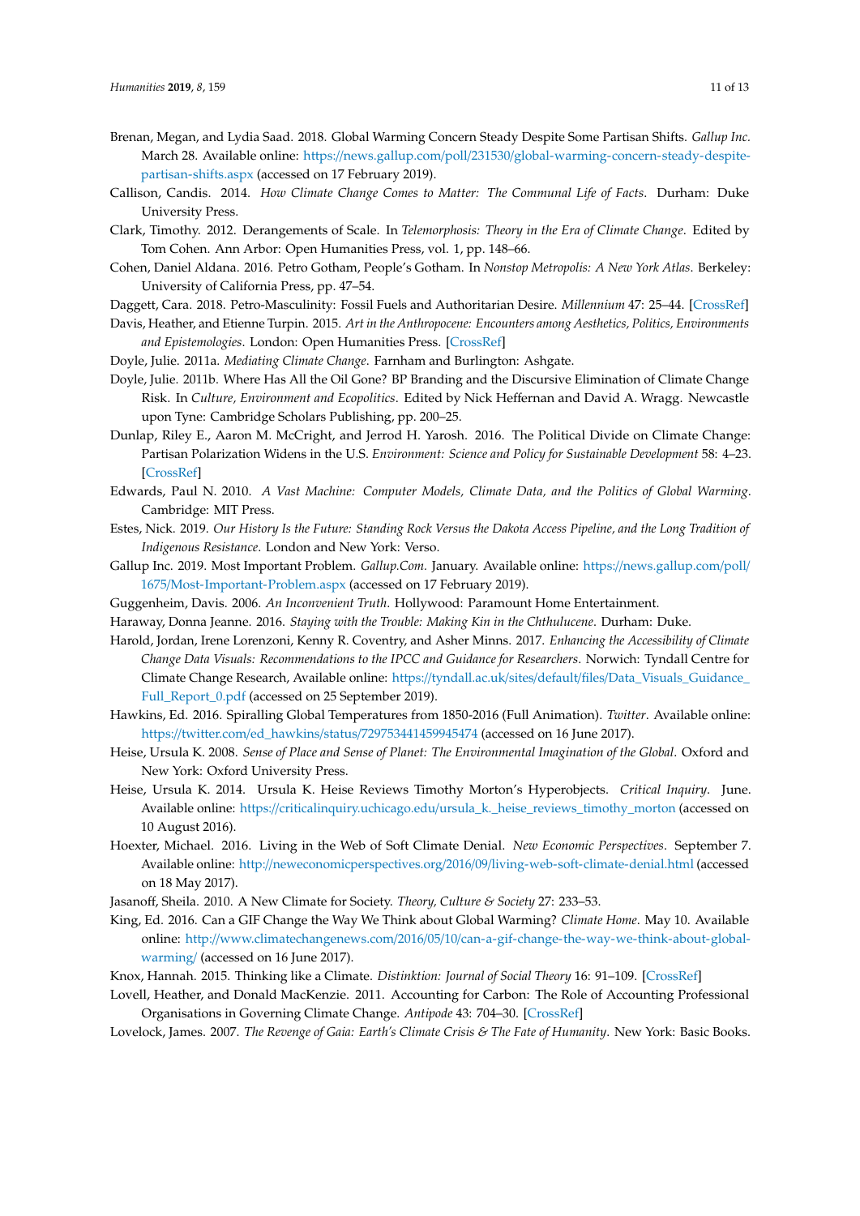Brenan, Megan, and Lydia Saad. 2018. Global Warming Concern Steady Despite Some Partisan Shifts. *Gallup Inc.* March 28. Available online: https://news.gallup.com/poll/231530/global-warming-concern-steady-despite-partisan-shifts.aspx (accessed on 17 February 2019).

Callison, Candis. 2014. *How Climate Change Comes to Matter: The Communal Life of Facts*. Durham: Duke University Press.

Clark, Timothy. 2012. Derangements of Scale. In *Telemorphosis: Theory in the Era of Climate Change*. Edited by Tom Cohen. Ann Arbor: Open Humanities Press, vol. 1, pp. 148–66.

Cohen, Daniel Aldana. 2016. Petro Gotham, People's Gotham. In *Nonstop Metropolis: A New York Atlas*. Berkeley: University of California Press, pp. 47–54.

Daggett, Cara. 2018. Petro-Masculinity: Fossil Fuels and Authoritarian Desire. *Millennium* 47: 25–44. [CrossRef]

Davis, Heather, and Etienne Turpin. 2015. *Art in the Anthropocene: Encounters among Aesthetics, Politics, Environments and Epistemologies*. London: Open Humanities Press. [CrossRef]

Doyle, Julie. 2011a. *Mediating Climate Change*. Farnham and Burlington: Ashgate.

Doyle, Julie. 2011b. Where Has All the Oil Gone? BP Branding and the Discursive Elimination of Climate Change Risk. In *Culture, Environment and Ecopolitics*. Edited by Nick Heffernan and David A. Wragg. Newcastle upon Tyne: Cambridge Scholars Publishing, pp. 200–25.

Dunlap, Riley E., Aaron M. McCright, and Jerrod H. Yarosh. 2016. The Political Divide on Climate Change: Partisan Polarization Widens in the U.S. *Environment: Science and Policy for Sustainable Development* 58: 4–23. [CrossRef]

Edwards, Paul N. 2010. *A Vast Machine: Computer Models, Climate Data, and the Politics of Global Warming*. Cambridge: MIT Press.

Estes, Nick. 2019. *Our History Is the Future: Standing Rock Versus the Dakota Access Pipeline, and the Long Tradition of Indigenous Resistance*. London and New York: Verso.

Gallup Inc. 2019. Most Important Problem. *Gallup.Com.* January. Available online: https://news.gallup.com/poll/1675/Most-Important-Problem.aspx (accessed on 17 February 2019).

Guggenheim, Davis. 2006. *An Inconvenient Truth*. Hollywood: Paramount Home Entertainment.

Haraway, Donna Jeanne. 2016. *Staying with the Trouble: Making Kin in the Chthulucene*. Durham: Duke.

Harold, Jordan, Irene Lorenzoni, Kenny R. Coventry, and Asher Minns. 2017. *Enhancing the Accessibility of Climate Change Data Visuals: Recommendations to the IPCC and Guidance for Researchers*. Norwich: Tyndall Centre for Climate Change Research, Available online: https://tyndall.ac.uk/sites/default/files/Data_Visuals_Guidance_Full_Report_0.pdf (accessed on 25 September 2019).

Hawkins, Ed. 2016. Spiralling Global Temperatures from 1850-2016 (Full Animation). *Twitter*. Available online: https://twitter.com/ed_hawkins/status/729753441459945474 (accessed on 16 June 2017).

Heise, Ursula K. 2008. *Sense of Place and Sense of Planet: The Environmental Imagination of the Global*. Oxford and New York: Oxford University Press.

Heise, Ursula K. 2014. Ursula K. Heise Reviews Timothy Morton's Hyperobjects. *Critical Inquiry*. June. Available online: https://criticalinquiry.uchicago.edu/ursula_k._heise_reviews_timothy_morton (accessed on 10 August 2016).

Hoexter, Michael. 2016. Living in the Web of Soft Climate Denial. *New Economic Perspectives*. September 7. Available online: http://neweconomicperspectives.org/2016/09/living-web-soft-climate-denial.html (accessed on 18 May 2017).

Jasanoff, Sheila. 2010. A New Climate for Society. *Theory, Culture & Society* 27: 233–53.

King, Ed. 2016. Can a GIF Change the Way We Think about Global Warming? *Climate Home*. May 10. Available online: http://www.climatechangenews.com/2016/05/10/can-a-gif-change-the-way-we-think-about-global-warming/ (accessed on 16 June 2017).

Knox, Hannah. 2015. Thinking like a Climate. *Distinktion: Journal of Social Theory* 16: 91–109. [CrossRef]

Lovell, Heather, and Donald MacKenzie. 2011. Accounting for Carbon: The Role of Accounting Professional Organisations in Governing Climate Change. *Antipode* 43: 704–30. [CrossRef]

Lovelock, James. 2007. *The Revenge of Gaia: Earth's Climate Crisis & The Fate of Humanity*. New York: Basic Books.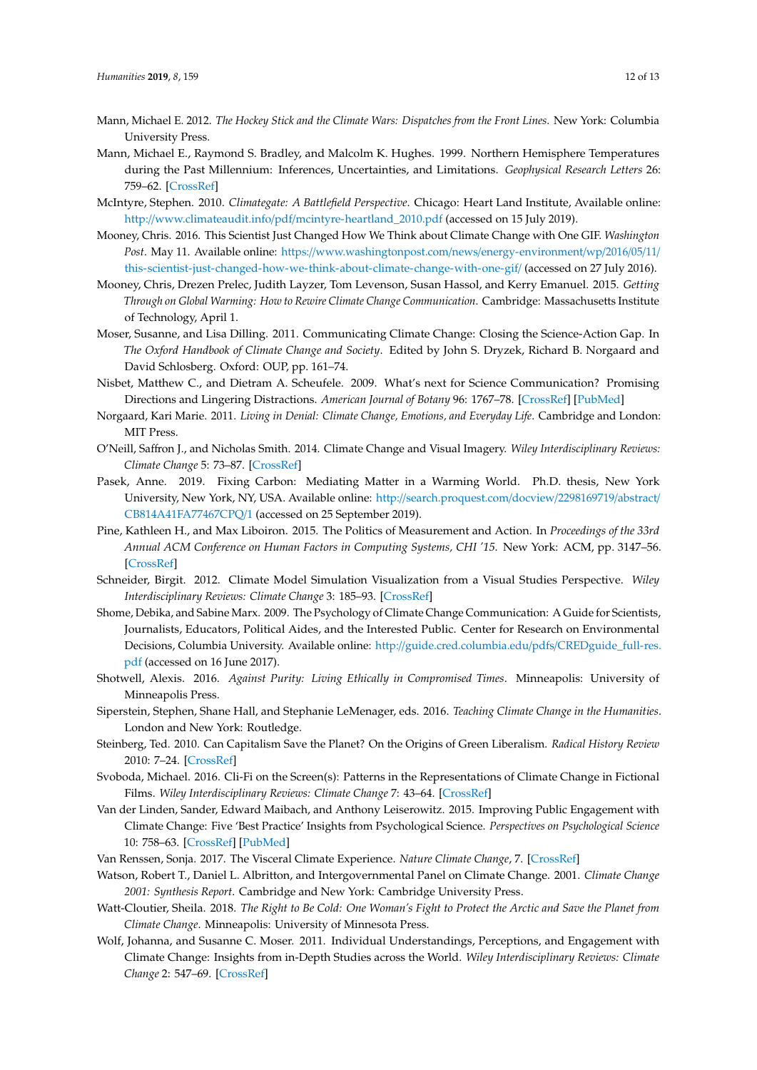Mann, Michael E. 2012. *The Hockey Stick and the Climate Wars: Dispatches from the Front Lines*. New York: Columbia University Press.

Mann, Michael E., Raymond S. Bradley, and Malcolm K. Hughes. 1999. Northern Hemisphere Temperatures during the Past Millennium: Inferences, Uncertainties, and Limitations. *Geophysical Research Letters* 26: 759–62. [CrossRef]

McIntyre, Stephen. 2010. *Climategate: A Battlefield Perspective*. Chicago: Heart Land Institute, Available online: http://www.climateaudit.info/pdf/mcintyre-heartland_2010.pdf (accessed on 15 July 2019).

Mooney, Chris. 2016. This Scientist Just Changed How We Think about Climate Change with One GIF. *Washington Post*. May 11. Available online: https://www.washingtonpost.com/news/energy-environment/wp/2016/05/11/this-scientist-just-changed-how-we-think-about-climate-change-with-one-gif/ (accessed on 27 July 2016).

Mooney, Chris, Drezen Prelec, Judith Layzer, Tom Levenson, Susan Hassol, and Kerry Emanuel. 2015. *Getting Through on Global Warming: How to Rewire Climate Change Communication*. Cambridge: Massachusetts Institute of Technology, April 1.

Moser, Susanne, and Lisa Dilling. 2011. Communicating Climate Change: Closing the Science-Action Gap. In *The Oxford Handbook of Climate Change and Society*. Edited by John S. Dryzek, Richard B. Norgaard and David Schlosberg. Oxford: OUP, pp. 161–74.

Nisbet, Matthew C., and Dietram A. Scheufele. 2009. What's next for Science Communication? Promising Directions and Lingering Distractions. *American Journal of Botany* 96: 1767–78. [CrossRef] [PubMed]

Norgaard, Kari Marie. 2011. *Living in Denial: Climate Change, Emotions, and Everyday Life*. Cambridge and London: MIT Press.

O'Neill, Saffron J., and Nicholas Smith. 2014. Climate Change and Visual Imagery. *Wiley Interdisciplinary Reviews: Climate Change* 5: 73–87. [CrossRef]

Pasek, Anne. 2019. Fixing Carbon: Mediating Matter in a Warming World. Ph.D. thesis, New York University, New York, NY, USA. Available online: http://search.proquest.com/docview/2298169719/abstract/CB814A41FA77467CPQ/1 (accessed on 25 September 2019).

Pine, Kathleen H., and Max Liboiron. 2015. The Politics of Measurement and Action. In *Proceedings of the 33rd Annual ACM Conference on Human Factors in Computing Systems, CHI '15*. New York: ACM, pp. 3147–56. [CrossRef]

Schneider, Birgit. 2012. Climate Model Simulation Visualization from a Visual Studies Perspective. *Wiley Interdisciplinary Reviews: Climate Change* 3: 185–93. [CrossRef]

Shome, Debika, and Sabine Marx. 2009. The Psychology of Climate Change Communication: A Guide for Scientists, Journalists, Educators, Political Aides, and the Interested Public. Center for Research on Environmental Decisions, Columbia University. Available online: http://guide.cred.columbia.edu/pdfs/CREDguide_full-res.pdf (accessed on 16 June 2017).

Shotwell, Alexis. 2016. *Against Purity: Living Ethically in Compromised Times*. Minneapolis: University of Minneapolis Press.

Siperstein, Stephen, Shane Hall, and Stephanie LeMenager, eds. 2016. *Teaching Climate Change in the Humanities*. London and New York: Routledge.

Steinberg, Ted. 2010. Can Capitalism Save the Planet? On the Origins of Green Liberalism. *Radical History Review* 2010: 7–24. [CrossRef]

Svoboda, Michael. 2016. Cli-Fi on the Screen(s): Patterns in the Representations of Climate Change in Fictional Films. *Wiley Interdisciplinary Reviews: Climate Change* 7: 43–64. [CrossRef]

Van der Linden, Sander, Edward Maibach, and Anthony Leiserowitz. 2015. Improving Public Engagement with Climate Change: Five 'Best Practice' Insights from Psychological Science. *Perspectives on Psychological Science* 10: 758–63. [CrossRef] [PubMed]

Van Renssen, Sonja. 2017. The Visceral Climate Experience. *Nature Climate Change*, 7. [CrossRef]

Watson, Robert T., Daniel L. Albritton, and Intergovernmental Panel on Climate Change. 2001. *Climate Change 2001: Synthesis Report*. Cambridge and New York: Cambridge University Press.

Watt-Cloutier, Sheila. 2018. *The Right to Be Cold: One Woman's Fight to Protect the Arctic and Save the Planet from Climate Change*. Minneapolis: University of Minnesota Press.

Wolf, Johanna, and Susanne C. Moser. 2011. Individual Understandings, Perceptions, and Engagement with Climate Change: Insights from in-Depth Studies across the World. *Wiley Interdisciplinary Reviews: Climate Change* 2: 547–69. [CrossRef]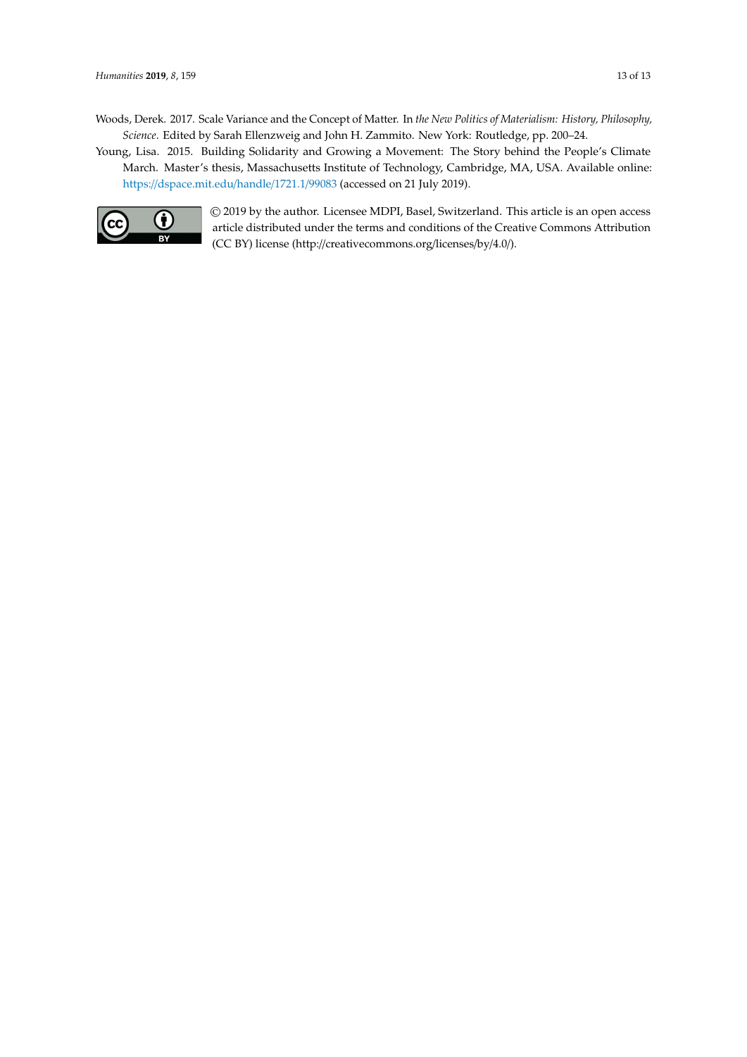Woods, Derek. 2017. Scale Variance and the Concept of Matter. In *the New Politics of Materialism: History, Philosophy, Science*. Edited by Sarah Ellenzweig and John H. Zammito. New York: Routledge, pp. 200–24.

Young, Lisa. 2015. Building Solidarity and Growing a Movement: The Story behind the People's Climate March. Master's thesis, Massachusetts Institute of Technology, Cambridge, MA, USA. Available online: https://dspace.mit.edu/handle/1721.1/99083 (accessed on 21 July 2019).

© 2019 by the author. Licensee MDPI, Basel, Switzerland. This article is an open access article distributed under the terms and conditions of the Creative Commons Attribution (CC BY) license (http://creativecommons.org/licenses/by/4.0/).